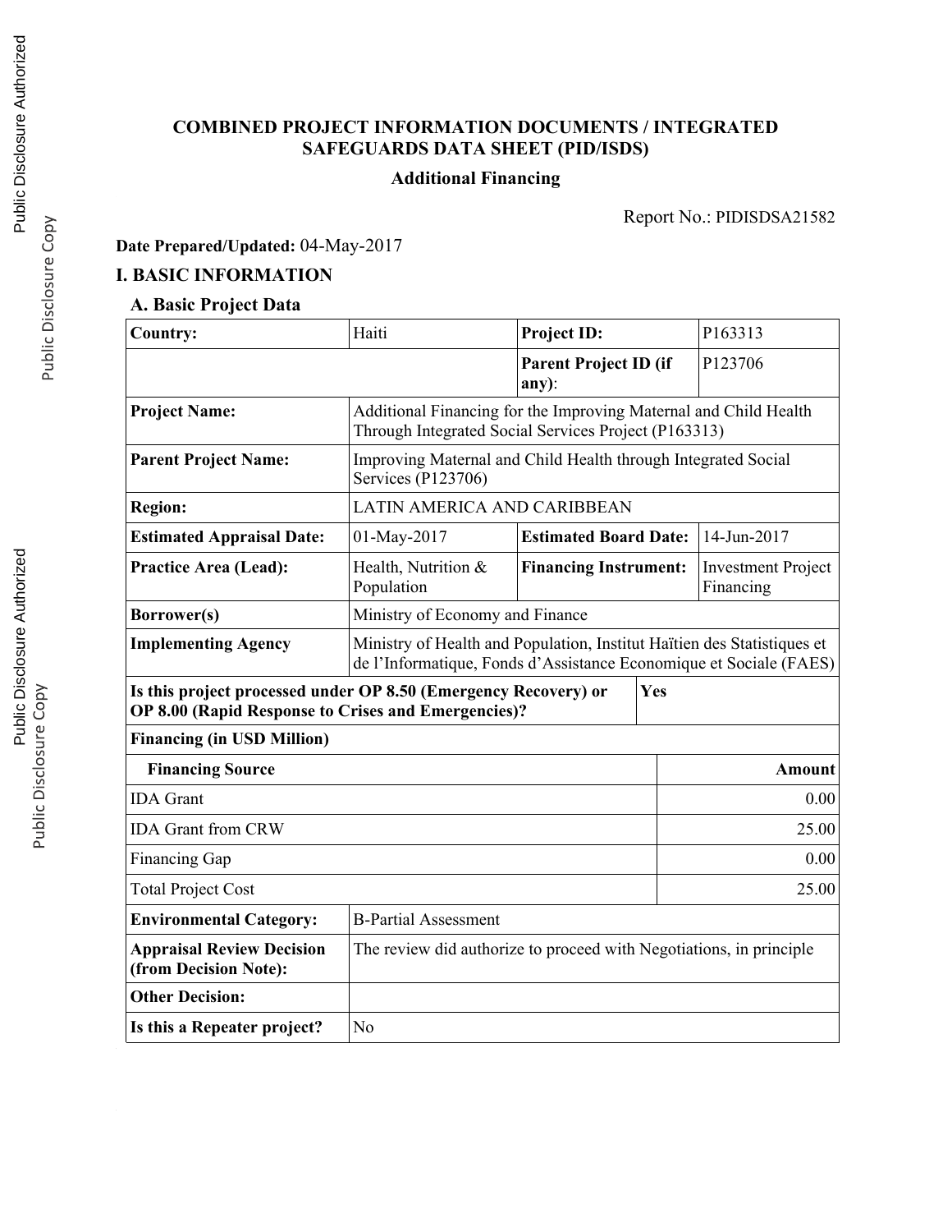# COMBINED PROJECT INFORMATION DOCUMENTS / INTEGRATED SAFEGUARDS DATA SHEET (PID/ISDS)

## Additional Financing

Report No.: PIDISDSA21582

**Date Prepared/Updated:** 04-May-2017

# I. BASIC INFORMATION

## A. Basic Project Data

| | | | |
|---|---|---|---|
| **Country:** | Haiti | **Project ID:** | P163313 |
| | | **Parent Project ID (if any):** | P123706 |
| **Project Name:** | Additional Financing for the Improving Maternal and Child Health Through Integrated Social Services Project (P163313) | | |
| **Parent Project Name:** | Improving Maternal and Child Health through Integrated Social Services (P123706) | | |
| **Region:** | LATIN AMERICA AND CARIBBEAN | | |
| **Estimated Appraisal Date:** | 01-May-2017 | **Estimated Board Date:** | 14-Jun-2017 |
| **Practice Area (Lead):** | Health, Nutrition & Population | **Financing Instrument:** | Investment Project Financing |
| **Borrower(s)** | Ministry of Economy and Finance | | |
| **Implementing Agency** | Ministry of Health and Population, Institut Haïtien des Statistiques et de l'Informatique, Fonds d'Assistance Economique et Sociale (FAES) | | |
| **Is this project processed under OP 8.50 (Emergency Recovery) or OP 8.00 (Rapid Response to Crises and Emergencies)?** | | Yes | |

**Financing (in USD Million)**

| Financing Source | Amount |
|---|---:|
| IDA Grant | 0.00 |
| IDA Grant from CRW | 25.00 |
| Financing Gap | 0.00 |
| Total Project Cost | 25.00 |

| | |
|---|---|
| **Environmental Category:** | B-Partial Assessment |
| **Appraisal Review Decision (from Decision Note):** | The review did authorize to proceed with Negotiations, in principle |
| **Other Decision:** | |
| **Is this a Repeater project?** | No |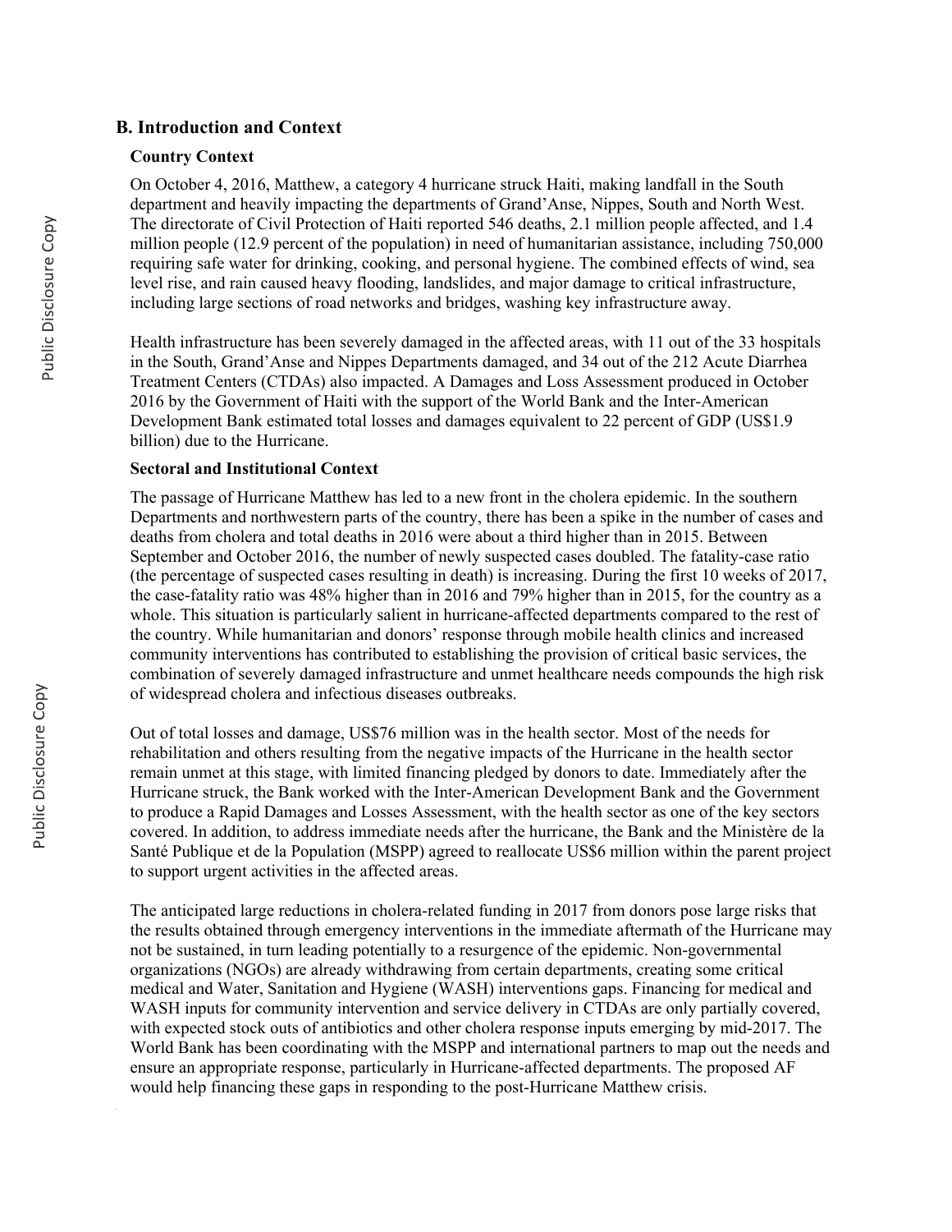## B. Introduction and Context

### Country Context

On October 4, 2016, Matthew, a category 4 hurricane struck Haiti, making landfall in the South department and heavily impacting the departments of Grand'Anse, Nippes, South and North West. The directorate of Civil Protection of Haiti reported 546 deaths, 2.1 million people affected, and 1.4 million people (12.9 percent of the population) in need of humanitarian assistance, including 750,000 requiring safe water for drinking, cooking, and personal hygiene. The combined effects of wind, sea level rise, and rain caused heavy flooding, landslides, and major damage to critical infrastructure, including large sections of road networks and bridges, washing key infrastructure away.

Health infrastructure has been severely damaged in the affected areas, with 11 out of the 33 hospitals in the South, Grand'Anse and Nippes Departments damaged, and 34 out of the 212 Acute Diarrhea Treatment Centers (CTDAs) also impacted. A Damages and Loss Assessment produced in October 2016 by the Government of Haiti with the support of the World Bank and the Inter-American Development Bank estimated total losses and damages equivalent to 22 percent of GDP (US$1.9 billion) due to the Hurricane.

### Sectoral and Institutional Context

The passage of Hurricane Matthew has led to a new front in the cholera epidemic. In the southern Departments and northwestern parts of the country, there has been a spike in the number of cases and deaths from cholera and total deaths in 2016 were about a third higher than in 2015. Between September and October 2016, the number of newly suspected cases doubled. The fatality-case ratio (the percentage of suspected cases resulting in death) is increasing. During the first 10 weeks of 2017, the case-fatality ratio was 48% higher than in 2016 and 79% higher than in 2015, for the country as a whole. This situation is particularly salient in hurricane-affected departments compared to the rest of the country. While humanitarian and donors' response through mobile health clinics and increased community interventions has contributed to establishing the provision of critical basic services, the combination of severely damaged infrastructure and unmet healthcare needs compounds the high risk of widespread cholera and infectious diseases outbreaks.

Out of total losses and damage, US$76 million was in the health sector. Most of the needs for rehabilitation and others resulting from the negative impacts of the Hurricane in the health sector remain unmet at this stage, with limited financing pledged by donors to date. Immediately after the Hurricane struck, the Bank worked with the Inter-American Development Bank and the Government to produce a Rapid Damages and Losses Assessment, with the health sector as one of the key sectors covered. In addition, to address immediate needs after the hurricane, the Bank and the Ministère de la Santé Publique et de la Population (MSPP) agreed to reallocate US$6 million within the parent project to support urgent activities in the affected areas.

The anticipated large reductions in cholera-related funding in 2017 from donors pose large risks that the results obtained through emergency interventions in the immediate aftermath of the Hurricane may not be sustained, in turn leading potentially to a resurgence of the epidemic. Non-governmental organizations (NGOs) are already withdrawing from certain departments, creating some critical medical and Water, Sanitation and Hygiene (WASH) interventions gaps. Financing for medical and WASH inputs for community intervention and service delivery in CTDAs are only partially covered, with expected stock outs of antibiotics and other cholera response inputs emerging by mid-2017. The World Bank has been coordinating with the MSPP and international partners to map out the needs and ensure an appropriate response, particularly in Hurricane-affected departments. The proposed AF would help financing these gaps in responding to the post-Hurricane Matthew crisis.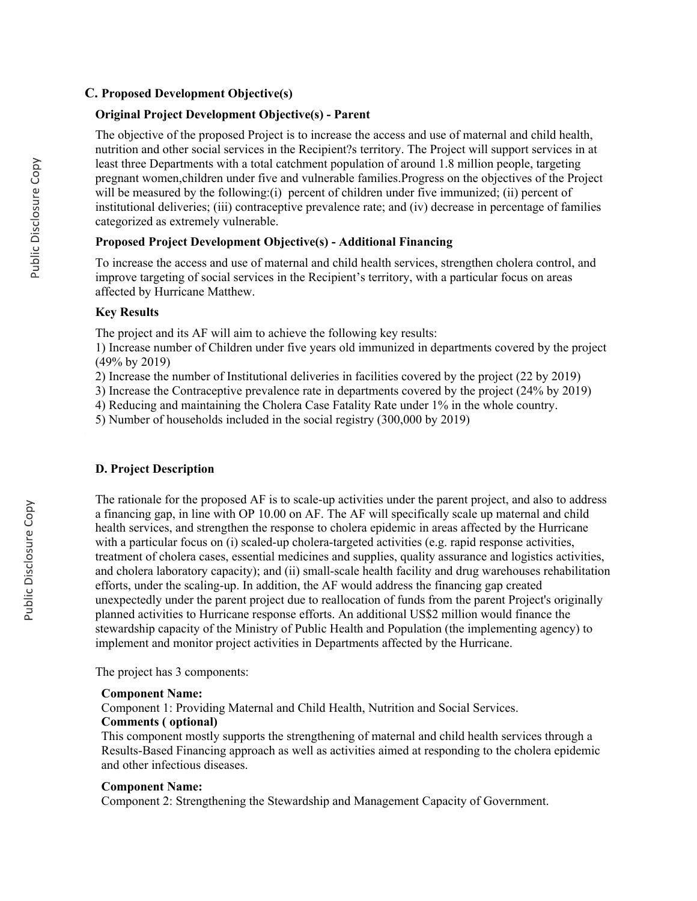## C. Proposed Development Objective(s)

### Original Project Development Objective(s) - Parent

The objective of the proposed Project is to increase the access and use of maternal and child health, nutrition and other social services in the Recipient?s territory. The Project will support services in at least three Departments with a total catchment population of around 1.8 million people, targeting pregnant women,children under five and vulnerable families.Progress on the objectives of the Project will be measured by the following:(i) percent of children under five immunized; (ii) percent of institutional deliveries; (iii) contraceptive prevalence rate; and (iv) decrease in percentage of families categorized as extremely vulnerable.

### Proposed Project Development Objective(s) - Additional Financing

To increase the access and use of maternal and child health services, strengthen cholera control, and improve targeting of social services in the Recipient's territory, with a particular focus on areas affected by Hurricane Matthew.

### Key Results

The project and its AF will aim to achieve the following key results:

1) Increase number of Children under five years old immunized in departments covered by the project (49% by 2019)
2) Increase the number of Institutional deliveries in facilities covered by the project (22 by 2019)
3) Increase the Contraceptive prevalence rate in departments covered by the project (24% by 2019)
4) Reducing and maintaining the Cholera Case Fatality Rate under 1% in the whole country.
5) Number of households included in the social registry (300,000 by 2019)

## D. Project Description

The rationale for the proposed AF is to scale-up activities under the parent project, and also to address a financing gap, in line with OP 10.00 on AF. The AF will specifically scale up maternal and child health services, and strengthen the response to cholera epidemic in areas affected by the Hurricane with a particular focus on (i) scaled-up cholera-targeted activities (e.g. rapid response activities, treatment of cholera cases, essential medicines and supplies, quality assurance and logistics activities, and cholera laboratory capacity); and (ii) small-scale health facility and drug warehouses rehabilitation efforts, under the scaling-up. In addition, the AF would address the financing gap created unexpectedly under the parent project due to reallocation of funds from the parent Project's originally planned activities to Hurricane response efforts. An additional US$2 million would finance the stewardship capacity of the Ministry of Public Health and Population (the implementing agency) to implement and monitor project activities in Departments affected by the Hurricane.

The project has 3 components:

**Component Name:**
Component 1: Providing Maternal and Child Health, Nutrition and Social Services.
**Comments ( optional)**
This component mostly supports the strengthening of maternal and child health services through a Results-Based Financing approach as well as activities aimed at responding to the cholera epidemic and other infectious diseases.

**Component Name:**
Component 2: Strengthening the Stewardship and Management Capacity of Government.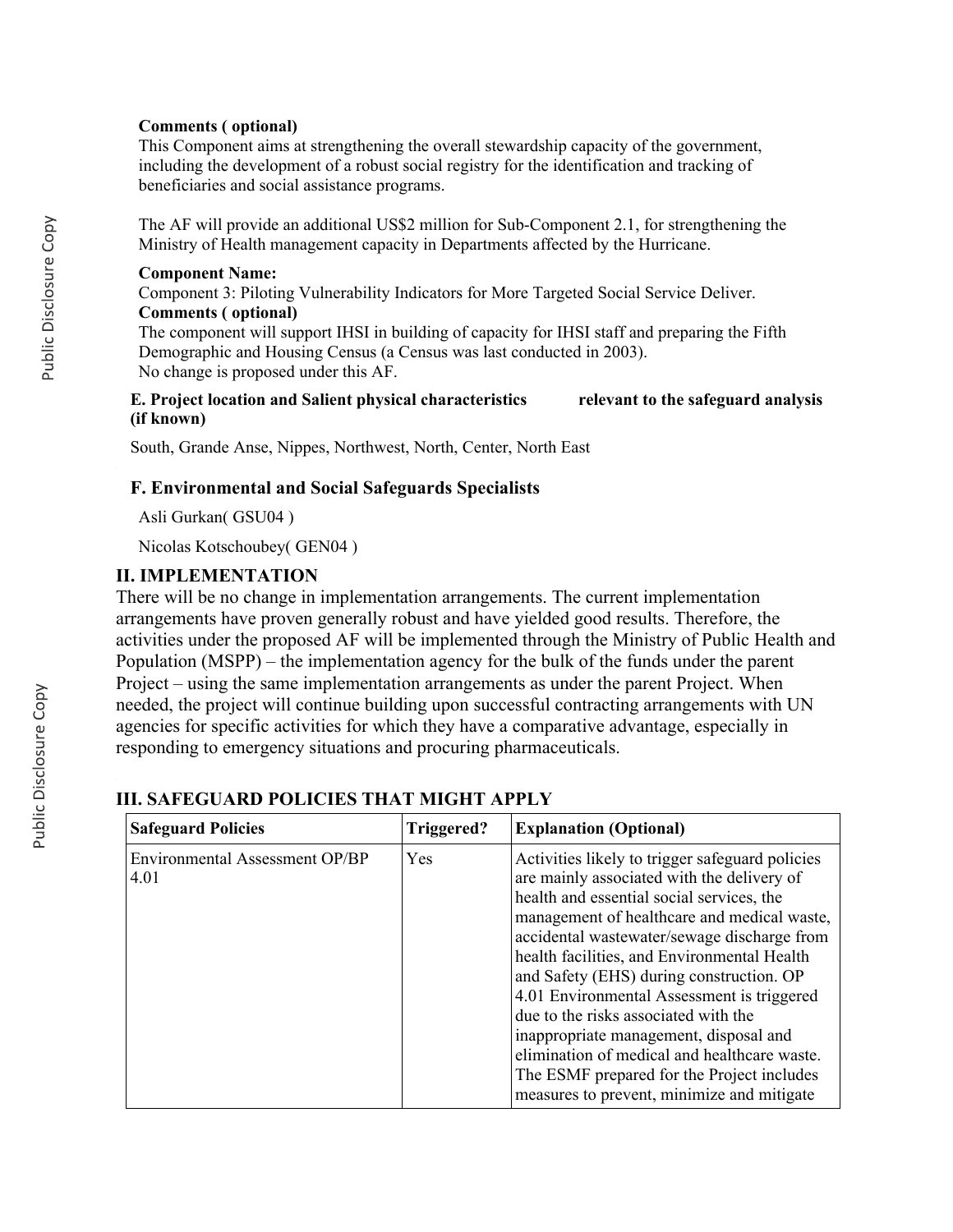**Comments ( optional)**

This Component aims at strengthening the overall stewardship capacity of the government, including the development of a robust social registry for the identification and tracking of beneficiaries and social assistance programs.

The AF will provide an additional US$2 million for Sub-Component 2.1, for strengthening the Ministry of Health management capacity in Departments affected by the Hurricane.

**Component Name:**

Component 3: Piloting Vulnerability Indicators for More Targeted Social Service Deliver.

**Comments ( optional)**

The component will support IHSI in building of capacity for IHSI staff and preparing the Fifth Demographic and Housing Census (a Census was last conducted in 2003).
No change is proposed under this AF.

### E. Project location and Salient physical characteristics relevant to the safeguard analysis (if known)

South, Grande Anse, Nippes, Northwest, North, Center, North East

### F. Environmental and Social Safeguards Specialists

Asli Gurkan( GSU04 )

Nicolas Kotschoubey( GEN04 )

## II. IMPLEMENTATION

There will be no change in implementation arrangements. The current implementation arrangements have proven generally robust and have yielded good results. Therefore, the activities under the proposed AF will be implemented through the Ministry of Public Health and Population (MSPP) – the implementation agency for the bulk of the funds under the parent Project – using the same implementation arrangements as under the parent Project. When needed, the project will continue building upon successful contracting arrangements with UN agencies for specific activities for which they have a comparative advantage, especially in responding to emergency situations and procuring pharmaceuticals.

## III. SAFEGUARD POLICIES THAT MIGHT APPLY

| Safeguard Policies | Triggered? | Explanation (Optional) |
|---|---|---|
| Environmental Assessment OP/BP 4.01 | Yes | Activities likely to trigger safeguard policies are mainly associated with the delivery of health and essential social services, the management of healthcare and medical waste, accidental wastewater/sewage discharge from health facilities, and Environmental Health and Safety (EHS) during construction. OP 4.01 Environmental Assessment is triggered due to the risks associated with the inappropriate management, disposal and elimination of medical and healthcare waste. The ESMF prepared for the Project includes measures to prevent, minimize and mitigate |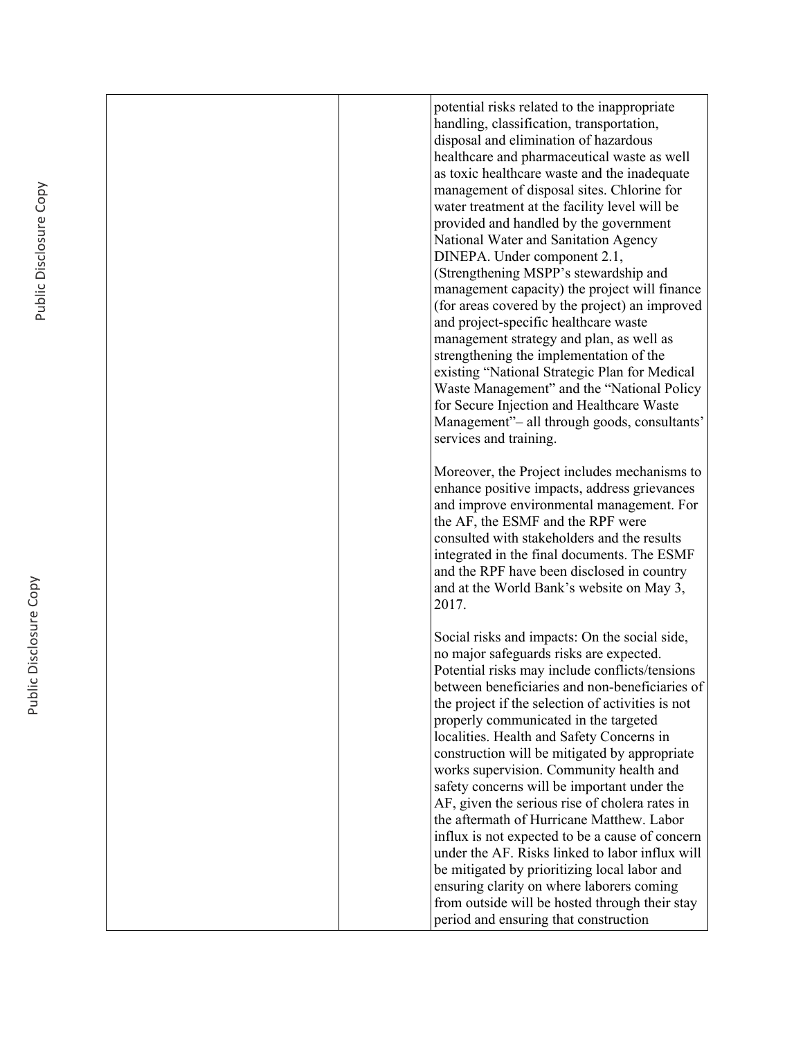| | | potential risks related to the inappropriate handling, classification, transportation, disposal and elimination of hazardous healthcare and pharmaceutical waste as well as toxic healthcare waste and the inadequate management of disposal sites. Chlorine for water treatment at the facility level will be provided and handled by the government National Water and Sanitation Agency DINEPA. Under component 2.1, (Strengthening MSPP's stewardship and management capacity) the project will finance (for areas covered by the project) an improved and project-specific healthcare waste management strategy and plan, as well as strengthening the implementation of the existing "National Strategic Plan for Medical Waste Management" and the "National Policy for Secure Injection and Healthcare Waste Management"– all through goods, consultants' services and training.<br><br>Moreover, the Project includes mechanisms to enhance positive impacts, address grievances and improve environmental management. For the AF, the ESMF and the RPF were consulted with stakeholders and the results integrated in the final documents. The ESMF and the RPF have been disclosed in country and at the World Bank's website on May 3, 2017.<br><br>Social risks and impacts: On the social side, no major safeguards risks are expected. Potential risks may include conflicts/tensions between beneficiaries and non-beneficiaries of the project if the selection of activities is not properly communicated in the targeted localities. Health and Safety Concerns in construction will be mitigated by appropriate works supervision. Community health and safety concerns will be important under the AF, given the serious rise of cholera rates in the aftermath of Hurricane Matthew. Labor influx is not expected to be a cause of concern under the AF. Risks linked to labor influx will be mitigated by prioritizing local labor and ensuring clarity on where laborers coming from outside will be hosted through their stay period and ensuring that construction |
|---|---|---|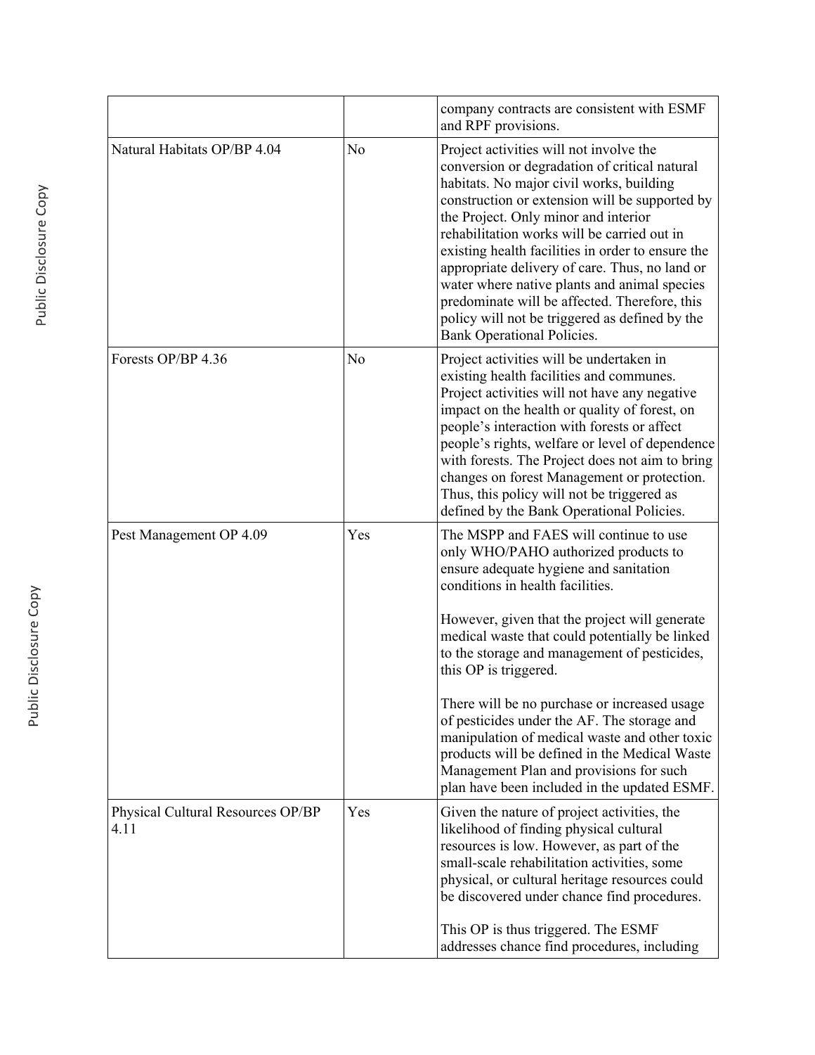|  |  |  |
| --- | --- | --- |
|  |  | company contracts are consistent with ESMF and RPF provisions. |
| Natural Habitats OP/BP 4.04 | No | Project activities will not involve the conversion or degradation of critical natural habitats. No major civil works, building construction or extension will be supported by the Project. Only minor and interior rehabilitation works will be carried out in existing health facilities in order to ensure the appropriate delivery of care. Thus, no land or water where native plants and animal species predominate will be affected. Therefore, this policy will not be triggered as defined by the Bank Operational Policies. |
| Forests OP/BP 4.36 | No | Project activities will be undertaken in existing health facilities and communes. Project activities will not have any negative impact on the health or quality of forest, on people's interaction with forests or affect people's rights, welfare or level of dependence with forests. The Project does not aim to bring changes on forest Management or protection. Thus, this policy will not be triggered as defined by the Bank Operational Policies. |
| Pest Management OP 4.09 | Yes | The MSPP and FAES will continue to use only WHO/PAHO authorized products to ensure adequate hygiene and sanitation conditions in health facilities.<br><br>However, given that the project will generate medical waste that could potentially be linked to the storage and management of pesticides, this OP is triggered.<br><br>There will be no purchase or increased usage of pesticides under the AF. The storage and manipulation of medical waste and other toxic products will be defined in the Medical Waste Management Plan and provisions for such plan have been included in the updated ESMF. |
| Physical Cultural Resources OP/BP 4.11 | Yes | Given the nature of project activities, the likelihood of finding physical cultural resources is low. However, as part of the small-scale rehabilitation activities, some physical, or cultural heritage resources could be discovered under chance find procedures.<br><br>This OP is thus triggered. The ESMF addresses chance find procedures, including |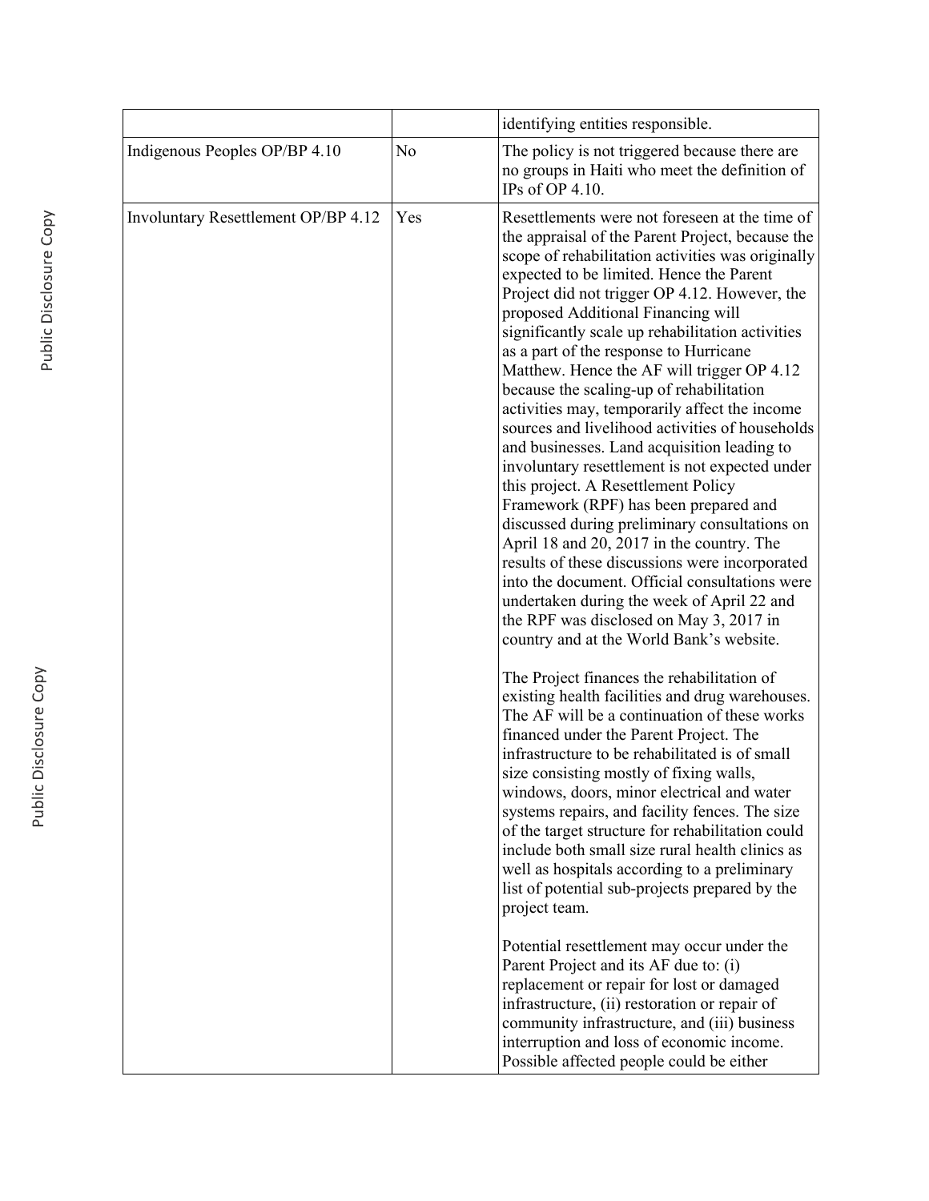| | | |
|---|---|---|
| | | identifying entities responsible. |
| Indigenous Peoples OP/BP 4.10 | No | The policy is not triggered because there are no groups in Haiti who meet the definition of IPs of OP 4.10. |
| Involuntary Resettlement OP/BP 4.12 | Yes | Resettlements were not foreseen at the time of the appraisal of the Parent Project, because the scope of rehabilitation activities was originally expected to be limited. Hence the Parent Project did not trigger OP 4.12. However, the proposed Additional Financing will significantly scale up rehabilitation activities as a part of the response to Hurricane Matthew. Hence the AF will trigger OP 4.12 because the scaling-up of rehabilitation activities may, temporarily affect the income sources and livelihood activities of households and businesses. Land acquisition leading to involuntary resettlement is not expected under this project. A Resettlement Policy Framework (RPF) has been prepared and discussed during preliminary consultations on April 18 and 20, 2017 in the country. The results of these discussions were incorporated into the document. Official consultations were undertaken during the week of April 22 and the RPF was disclosed on May 3, 2017 in country and at the World Bank's website.<br><br>The Project finances the rehabilitation of existing health facilities and drug warehouses. The AF will be a continuation of these works financed under the Parent Project. The infrastructure to be rehabilitated is of small size consisting mostly of fixing walls, windows, doors, minor electrical and water systems repairs, and facility fences. The size of the target structure for rehabilitation could include both small size rural health clinics as well as hospitals according to a preliminary list of potential sub-projects prepared by the project team.<br><br>Potential resettlement may occur under the Parent Project and its AF due to: (i) replacement or repair for lost or damaged infrastructure, (ii) restoration or repair of community infrastructure, and (iii) business interruption and loss of economic income. Possible affected people could be either |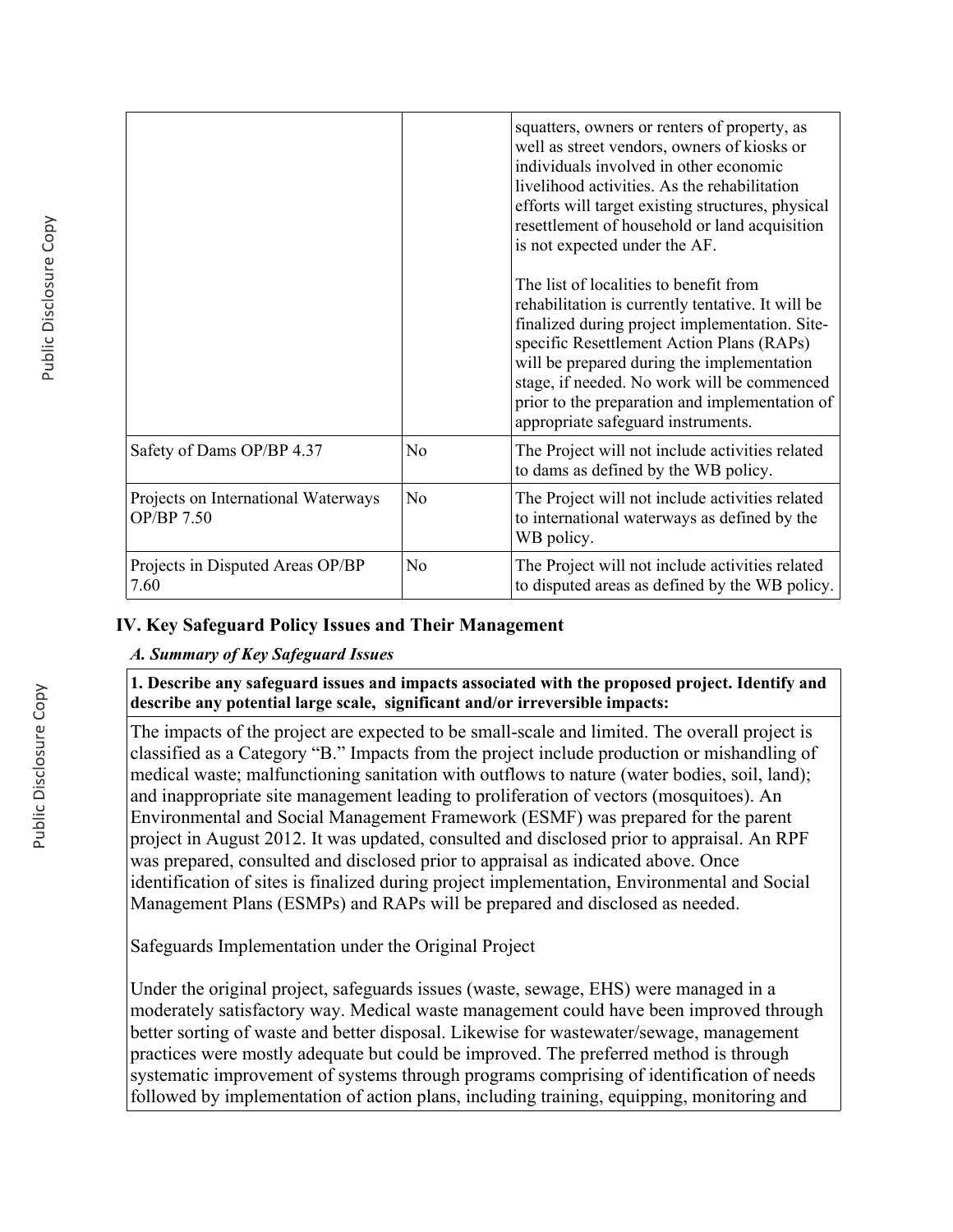| | | |
|---|---|---|
| | | squatters, owners or renters of property, as well as street vendors, owners of kiosks or individuals involved in other economic livelihood activities. As the rehabilitation efforts will target existing structures, physical resettlement of household or land acquisition is not expected under the AF.<br><br>The list of localities to benefit from rehabilitation is currently tentative. It will be finalized during project implementation. Site-specific Resettlement Action Plans (RAPs) will be prepared during the implementation stage, if needed. No work will be commenced prior to the preparation and implementation of appropriate safeguard instruments. |
| Safety of Dams OP/BP 4.37 | No | The Project will not include activities related to dams as defined by the WB policy. |
| Projects on International Waterways OP/BP 7.50 | No | The Project will not include activities related to international waterways as defined by the WB policy. |
| Projects in Disputed Areas OP/BP 7.60 | No | The Project will not include activities related to disputed areas as defined by the WB policy. |

## IV. Key Safeguard Policy Issues and Their Management

### *A. Summary of Key Safeguard Issues*

**1. Describe any safeguard issues and impacts associated with the proposed project. Identify and describe any potential large scale, significant and/or irreversible impacts:**

The impacts of the project are expected to be small-scale and limited. The overall project is classified as a Category "B." Impacts from the project include production or mishandling of medical waste; malfunctioning sanitation with outflows to nature (water bodies, soil, land); and inappropriate site management leading to proliferation of vectors (mosquitoes). An Environmental and Social Management Framework (ESMF) was prepared for the parent project in August 2012. It was updated, consulted and disclosed prior to appraisal. An RPF was prepared, consulted and disclosed prior to appraisal as indicated above. Once identification of sites is finalized during project implementation, Environmental and Social Management Plans (ESMPs) and RAPs will be prepared and disclosed as needed.

Safeguards Implementation under the Original Project

Under the original project, safeguards issues (waste, sewage, EHS) were managed in a moderately satisfactory way. Medical waste management could have been improved through better sorting of waste and better disposal. Likewise for wastewater/sewage, management practices were mostly adequate but could be improved. The preferred method is through systematic improvement of systems through programs comprising of identification of needs followed by implementation of action plans, including training, equipping, monitoring and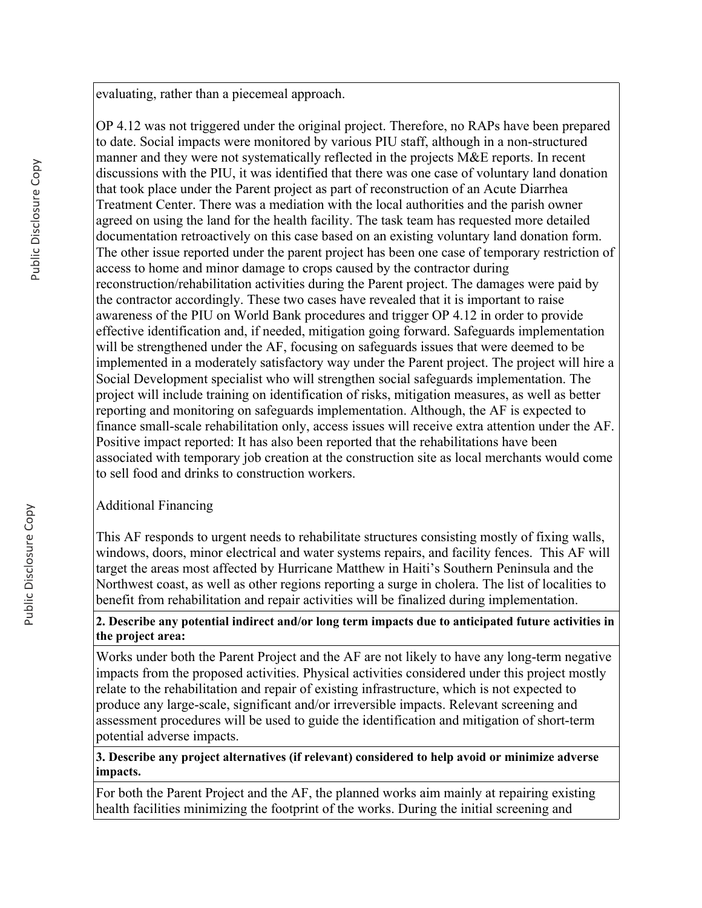evaluating, rather than a piecemeal approach.

OP 4.12 was not triggered under the original project. Therefore, no RAPs have been prepared to date. Social impacts were monitored by various PIU staff, although in a non-structured manner and they were not systematically reflected in the projects M&E reports. In recent discussions with the PIU, it was identified that there was one case of voluntary land donation that took place under the Parent project as part of reconstruction of an Acute Diarrhea Treatment Center. There was a mediation with the local authorities and the parish owner agreed on using the land for the health facility. The task team has requested more detailed documentation retroactively on this case based on an existing voluntary land donation form. The other issue reported under the parent project has been one case of temporary restriction of access to home and minor damage to crops caused by the contractor during reconstruction/rehabilitation activities during the Parent project. The damages were paid by the contractor accordingly. These two cases have revealed that it is important to raise awareness of the PIU on World Bank procedures and trigger OP 4.12 in order to provide effective identification and, if needed, mitigation going forward. Safeguards implementation will be strengthened under the AF, focusing on safeguards issues that were deemed to be implemented in a moderately satisfactory way under the Parent project. The project will hire a Social Development specialist who will strengthen social safeguards implementation. The project will include training on identification of risks, mitigation measures, as well as better reporting and monitoring on safeguards implementation. Although, the AF is expected to finance small-scale rehabilitation only, access issues will receive extra attention under the AF. Positive impact reported: It has also been reported that the rehabilitations have been associated with temporary job creation at the construction site as local merchants would come to sell food and drinks to construction workers.

Additional Financing

This AF responds to urgent needs to rehabilitate structures consisting mostly of fixing walls, windows, doors, minor electrical and water systems repairs, and facility fences. This AF will target the areas most affected by Hurricane Matthew in Haiti's Southern Peninsula and the Northwest coast, as well as other regions reporting a surge in cholera. The list of localities to benefit from rehabilitation and repair activities will be finalized during implementation.

**2. Describe any potential indirect and/or long term impacts due to anticipated future activities in the project area:**

Works under both the Parent Project and the AF are not likely to have any long-term negative impacts from the proposed activities. Physical activities considered under this project mostly relate to the rehabilitation and repair of existing infrastructure, which is not expected to produce any large-scale, significant and/or irreversible impacts. Relevant screening and assessment procedures will be used to guide the identification and mitigation of short-term potential adverse impacts.

**3. Describe any project alternatives (if relevant) considered to help avoid or minimize adverse impacts.**

For both the Parent Project and the AF, the planned works aim mainly at repairing existing health facilities minimizing the footprint of the works. During the initial screening and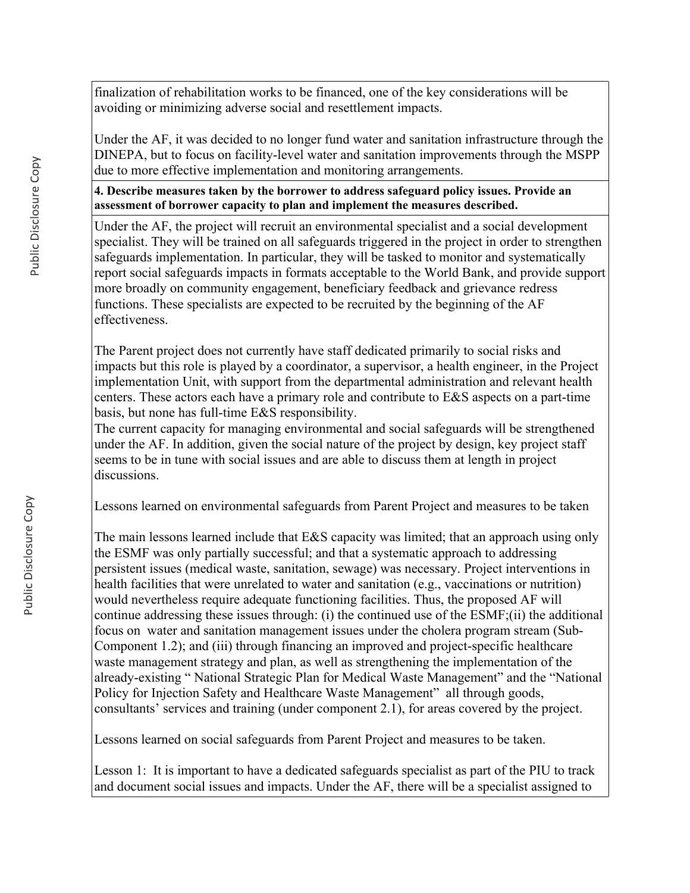finalization of rehabilitation works to be financed, one of the key considerations will be avoiding or minimizing adverse social and resettlement impacts.

Under the AF, it was decided to no longer fund water and sanitation infrastructure through the DINEPA, but to focus on facility-level water and sanitation improvements through the MSPP due to more effective implementation and monitoring arrangements.

**4. Describe measures taken by the borrower to address safeguard policy issues. Provide an assessment of borrower capacity to plan and implement the measures described.**

Under the AF, the project will recruit an environmental specialist and a social development specialist. They will be trained on all safeguards triggered in the project in order to strengthen safeguards implementation. In particular, they will be tasked to monitor and systematically report social safeguards impacts in formats acceptable to the World Bank, and provide support more broadly on community engagement, beneficiary feedback and grievance redress functions. These specialists are expected to be recruited by the beginning of the AF effectiveness.

The Parent project does not currently have staff dedicated primarily to social risks and impacts but this role is played by a coordinator, a supervisor, a health engineer, in the Project implementation Unit, with support from the departmental administration and relevant health centers. These actors each have a primary role and contribute to E&S aspects on a part-time basis, but none has full-time E&S responsibility.
The current capacity for managing environmental and social safeguards will be strengthened under the AF. In addition, given the social nature of the project by design, key project staff seems to be in tune with social issues and are able to discuss them at length in project discussions.

Lessons learned on environmental safeguards from Parent Project and measures to be taken

The main lessons learned include that E&S capacity was limited; that an approach using only the ESMF was only partially successful; and that a systematic approach to addressing persistent issues (medical waste, sanitation, sewage) was necessary. Project interventions in health facilities that were unrelated to water and sanitation (e.g., vaccinations or nutrition) would nevertheless require adequate functioning facilities. Thus, the proposed AF will continue addressing these issues through: (i) the continued use of the ESMF;(ii) the additional focus on water and sanitation management issues under the cholera program stream (Sub-Component 1.2); and (iii) through financing an improved and project-specific healthcare waste management strategy and plan, as well as strengthening the implementation of the already-existing " National Strategic Plan for Medical Waste Management" and the "National Policy for Injection Safety and Healthcare Waste Management" all through goods, consultants' services and training (under component 2.1), for areas covered by the project.

Lessons learned on social safeguards from Parent Project and measures to be taken.

Lesson 1: It is important to have a dedicated safeguards specialist as part of the PIU to track and document social issues and impacts. Under the AF, there will be a specialist assigned to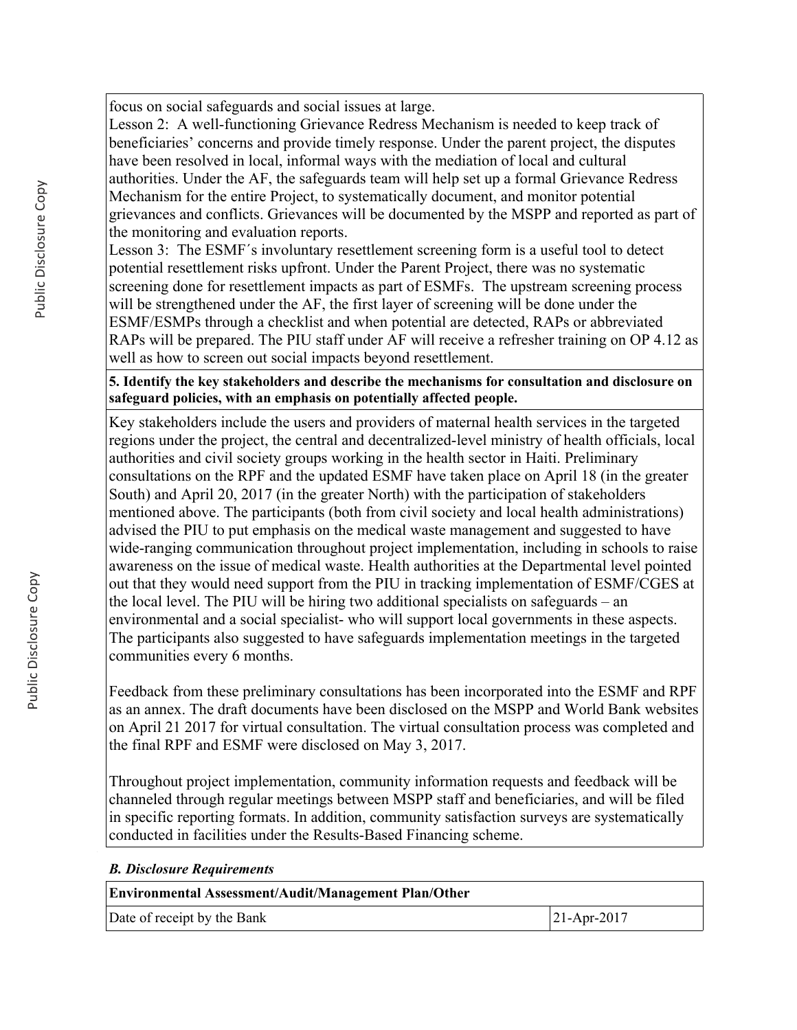focus on social safeguards and social issues at large.

Lesson 2: A well-functioning Grievance Redress Mechanism is needed to keep track of beneficiaries' concerns and provide timely response. Under the parent project, the disputes have been resolved in local, informal ways with the mediation of local and cultural authorities. Under the AF, the safeguards team will help set up a formal Grievance Redress Mechanism for the entire Project, to systematically document, and monitor potential grievances and conflicts. Grievances will be documented by the MSPP and reported as part of the monitoring and evaluation reports.

Lesson 3: The ESMF´s involuntary resettlement screening form is a useful tool to detect potential resettlement risks upfront. Under the Parent Project, there was no systematic screening done for resettlement impacts as part of ESMFs. The upstream screening process will be strengthened under the AF, the first layer of screening will be done under the ESMF/ESMPs through a checklist and when potential are detected, RAPs or abbreviated RAPs will be prepared. The PIU staff under AF will receive a refresher training on OP 4.12 as well as how to screen out social impacts beyond resettlement.

**5. Identify the key stakeholders and describe the mechanisms for consultation and disclosure on safeguard policies, with an emphasis on potentially affected people.**

Key stakeholders include the users and providers of maternal health services in the targeted regions under the project, the central and decentralized-level ministry of health officials, local authorities and civil society groups working in the health sector in Haiti. Preliminary consultations on the RPF and the updated ESMF have taken place on April 18 (in the greater South) and April 20, 2017 (in the greater North) with the participation of stakeholders mentioned above. The participants (both from civil society and local health administrations) advised the PIU to put emphasis on the medical waste management and suggested to have wide-ranging communication throughout project implementation, including in schools to raise awareness on the issue of medical waste. Health authorities at the Departmental level pointed out that they would need support from the PIU in tracking implementation of ESMF/CGES at the local level. The PIU will be hiring two additional specialists on safeguards – an environmental and a social specialist- who will support local governments in these aspects. The participants also suggested to have safeguards implementation meetings in the targeted communities every 6 months.

Feedback from these preliminary consultations has been incorporated into the ESMF and RPF as an annex. The draft documents have been disclosed on the MSPP and World Bank websites on April 21 2017 for virtual consultation. The virtual consultation process was completed and the final RPF and ESMF were disclosed on May 3, 2017.

Throughout project implementation, community information requests and feedback will be channeled through regular meetings between MSPP staff and beneficiaries, and will be filed in specific reporting formats. In addition, community satisfaction surveys are systematically conducted in facilities under the Results-Based Financing scheme.

***B. Disclosure Requirements***

| **Environmental Assessment/Audit/Management Plan/Other** | |
|---|---|
| Date of receipt by the Bank | 21-Apr-2017 |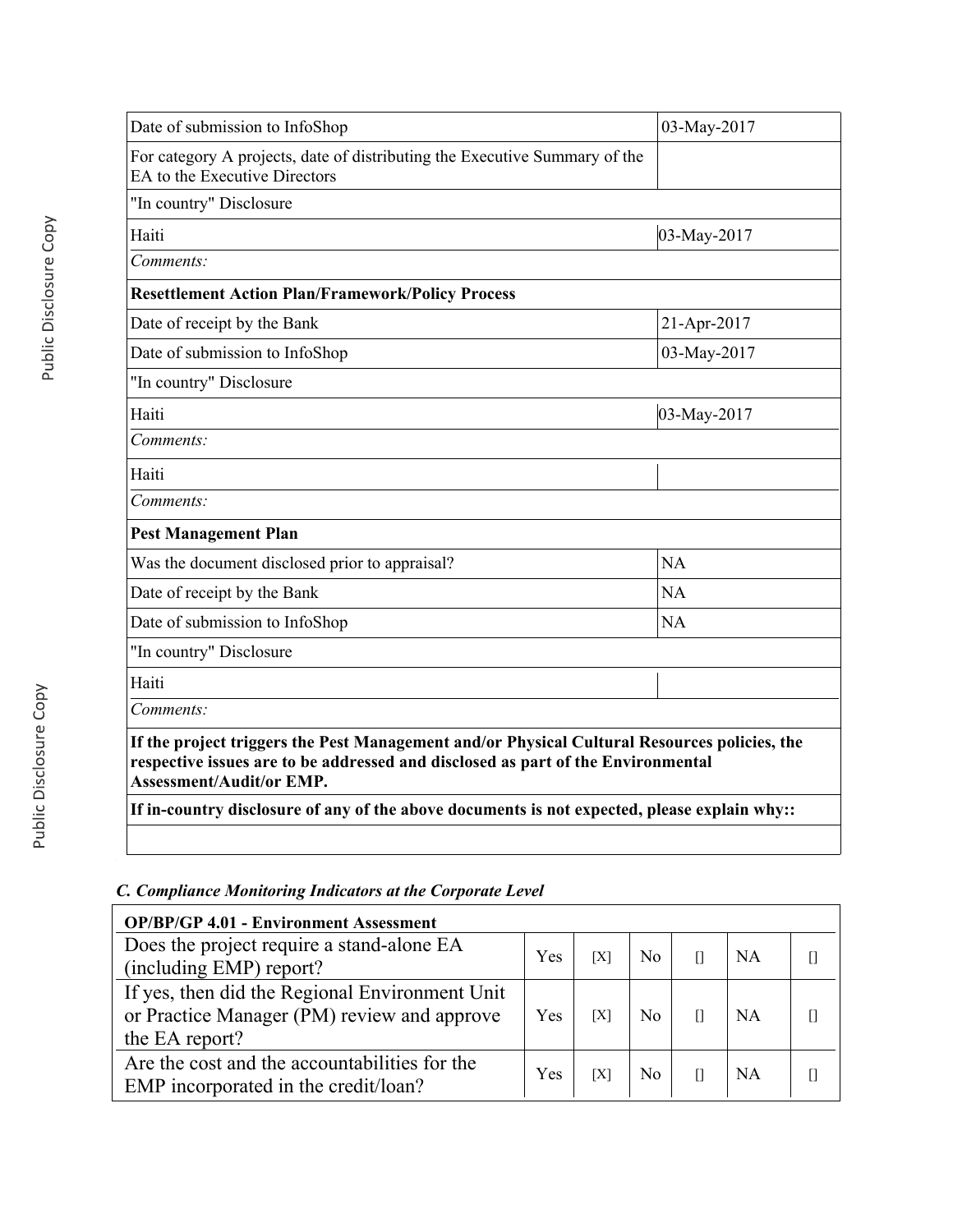| | |
|---|---|
| Date of submission to InfoShop | 03-May-2017 |
| For category A projects, date of distributing the Executive Summary of the EA to the Executive Directors | |
| "In country" Disclosure | |
| Haiti | 03-May-2017 |
| *Comments:* | |
| **Resettlement Action Plan/Framework/Policy Process** | |
| Date of receipt by the Bank | 21-Apr-2017 |
| Date of submission to InfoShop | 03-May-2017 |
| "In country" Disclosure | |
| Haiti | 03-May-2017 |
| *Comments:* | |
| Haiti | |
| *Comments:* | |
| **Pest Management Plan** | |
| Was the document disclosed prior to appraisal? | NA |
| Date of receipt by the Bank | NA |
| Date of submission to InfoShop | NA |
| "In country" Disclosure | |
| Haiti | |
| *Comments:* | |
| **If the project triggers the Pest Management and/or Physical Cultural Resources policies, the respective issues are to be addressed and disclosed as part of the Environmental Assessment/Audit/or EMP.** | |
| **If in-country disclosure of any of the above documents is not expected, please explain why::** | |
| | |

### *C. Compliance Monitoring Indicators at the Corporate Level*

| **OP/BP/GP 4.01 - Environment Assessment** | | | | | | |
|---|---|---|---|---|---|---|
| Does the project require a stand-alone EA (including EMP) report? | Yes | [X] | No | [] | NA | [] |
| If yes, then did the Regional Environment Unit or Practice Manager (PM) review and approve the EA report? | Yes | [X] | No | [] | NA | [] |
| Are the cost and the accountabilities for the EMP incorporated in the credit/loan? | Yes | [X] | No | [] | NA | [] |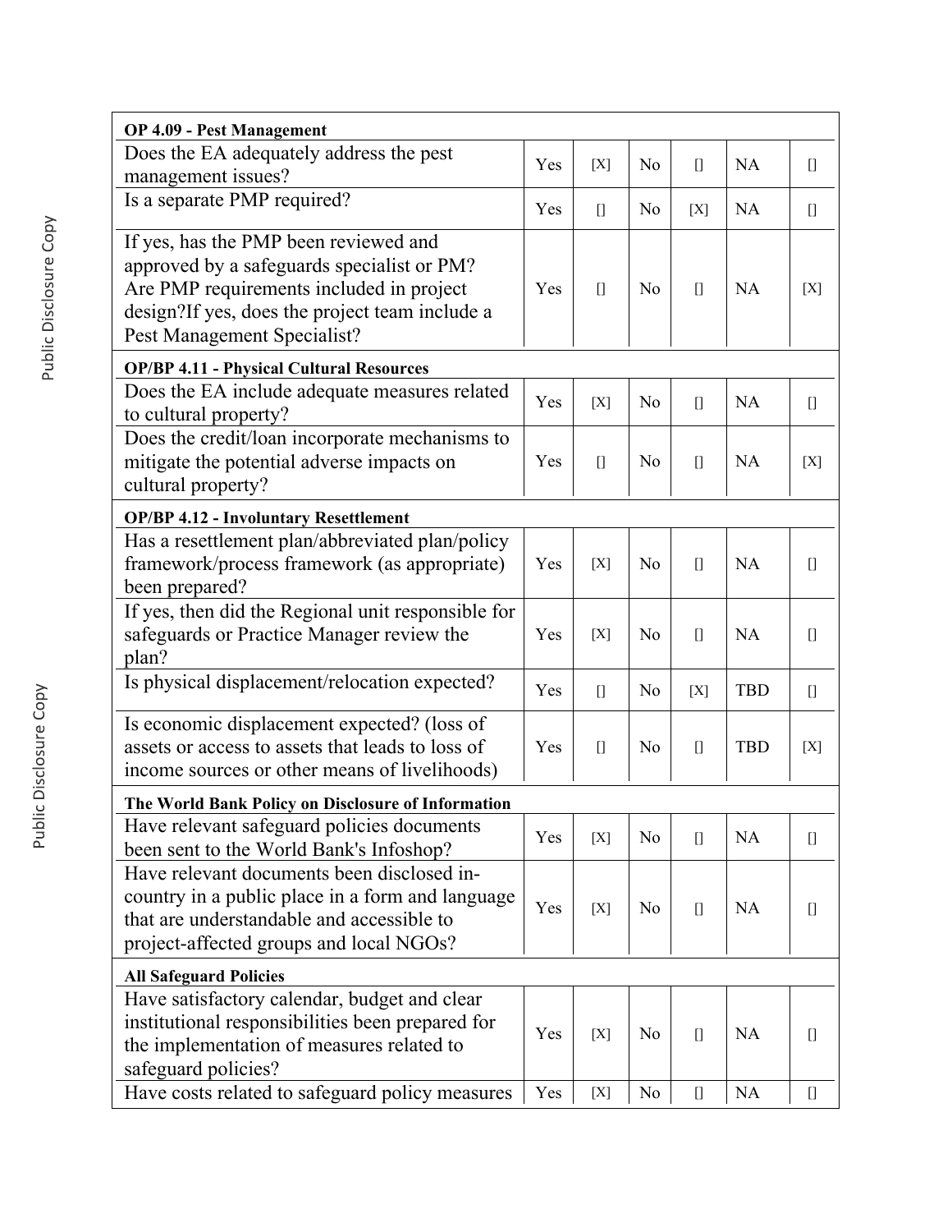| OP 4.09 - Pest Management | | | | | | |
|---|---|---|---|---|---|---|
| Does the EA adequately address the pest management issues? | Yes | [X] | No | [] | NA | [] |
| Is a separate PMP required? | Yes | [] | No | [X] | NA | [] |
| If yes, has the PMP been reviewed and approved by a safeguards specialist or PM? Are PMP requirements included in project design?If yes, does the project team include a Pest Management Specialist? | Yes | [] | No | [] | NA | [X] |
| **OP/BP 4.11 - Physical Cultural Resources** | | | | | | |
| Does the EA include adequate measures related to cultural property? | Yes | [X] | No | [] | NA | [] |
| Does the credit/loan incorporate mechanisms to mitigate the potential adverse impacts on cultural property? | Yes | [] | No | [] | NA | [X] |
| **OP/BP 4.12 - Involuntary Resettlement** | | | | | | |
| Has a resettlement plan/abbreviated plan/policy framework/process framework (as appropriate) been prepared? | Yes | [X] | No | [] | NA | [] |
| If yes, then did the Regional unit responsible for safeguards or Practice Manager review the plan? | Yes | [X] | No | [] | NA | [] |
| Is physical displacement/relocation expected? | Yes | [] | No | [X] | TBD | [] |
| Is economic displacement expected? (loss of assets or access to assets that leads to loss of income sources or other means of livelihoods) | Yes | [] | No | [] | TBD | [X] |
| **The World Bank Policy on Disclosure of Information** | | | | | | |
| Have relevant safeguard policies documents been sent to the World Bank's Infoshop? | Yes | [X] | No | [] | NA | [] |
| Have relevant documents been disclosed in-country in a public place in a form and language that are understandable and accessible to project-affected groups and local NGOs? | Yes | [X] | No | [] | NA | [] |
| **All Safeguard Policies** | | | | | | |
| Have satisfactory calendar, budget and clear institutional responsibilities been prepared for the implementation of measures related to safeguard policies? | Yes | [X] | No | [] | NA | [] |
| Have costs related to safeguard policy measures | Yes | [X] | No | [] | NA | [] |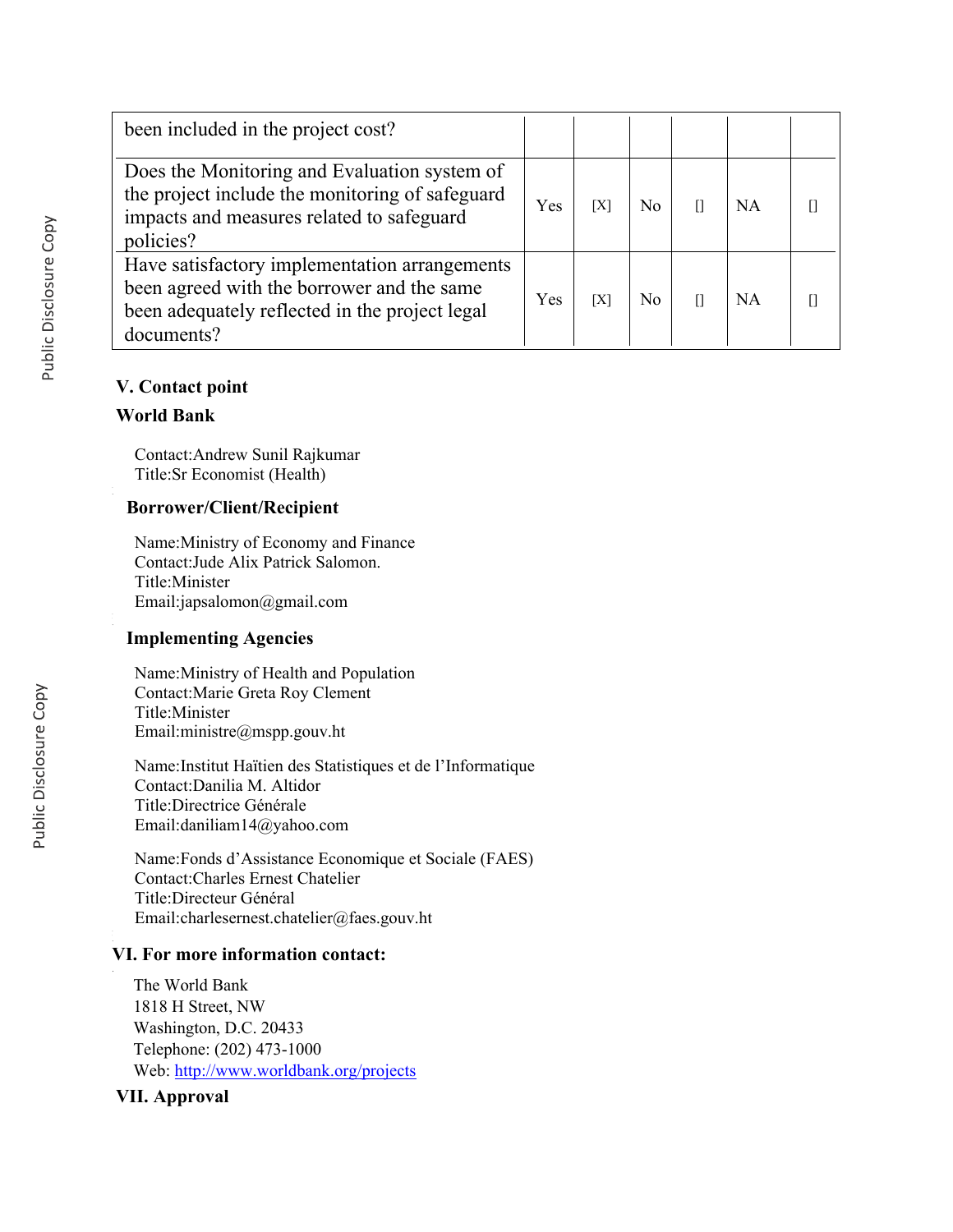| been included in the project cost? | | | | | | |
|---|---|---|---|---|---|---|
| Does the Monitoring and Evaluation system of the project include the monitoring of safeguard impacts and measures related to safeguard policies? | Yes | [X] | No | [] | NA | [] |
| Have satisfactory implementation arrangements been agreed with the borrower and the same been adequately reflected in the project legal documents? | Yes | [X] | No | [] | NA | [] |

### V. Contact point

**World Bank**

Contact:Andrew Sunil Rajkumar
Title:Sr Economist (Health)

**Borrower/Client/Recipient**

Name:Ministry of Economy and Finance
Contact:Jude Alix Patrick Salomon.
Title:Minister
Email:japsalomon@gmail.com

**Implementing Agencies**

Name:Ministry of Health and Population
Contact:Marie Greta Roy Clement
Title:Minister
Email:ministre@mspp.gouv.ht

Name:Institut Haïtien des Statistiques et de l'Informatique
Contact:Danilia M. Altidor
Title:Directrice Générale
Email:daniliam14@yahoo.com

Name:Fonds d'Assistance Economique et Sociale (FAES)
Contact:Charles Ernest Chatelier
Title:Directeur Général
Email:charlesernest.chatelier@faes.gouv.ht

### VI. For more information contact:

The World Bank
1818 H Street, NW
Washington, D.C. 20433
Telephone: (202) 473-1000
Web: http://www.worldbank.org/projects

### VII. Approval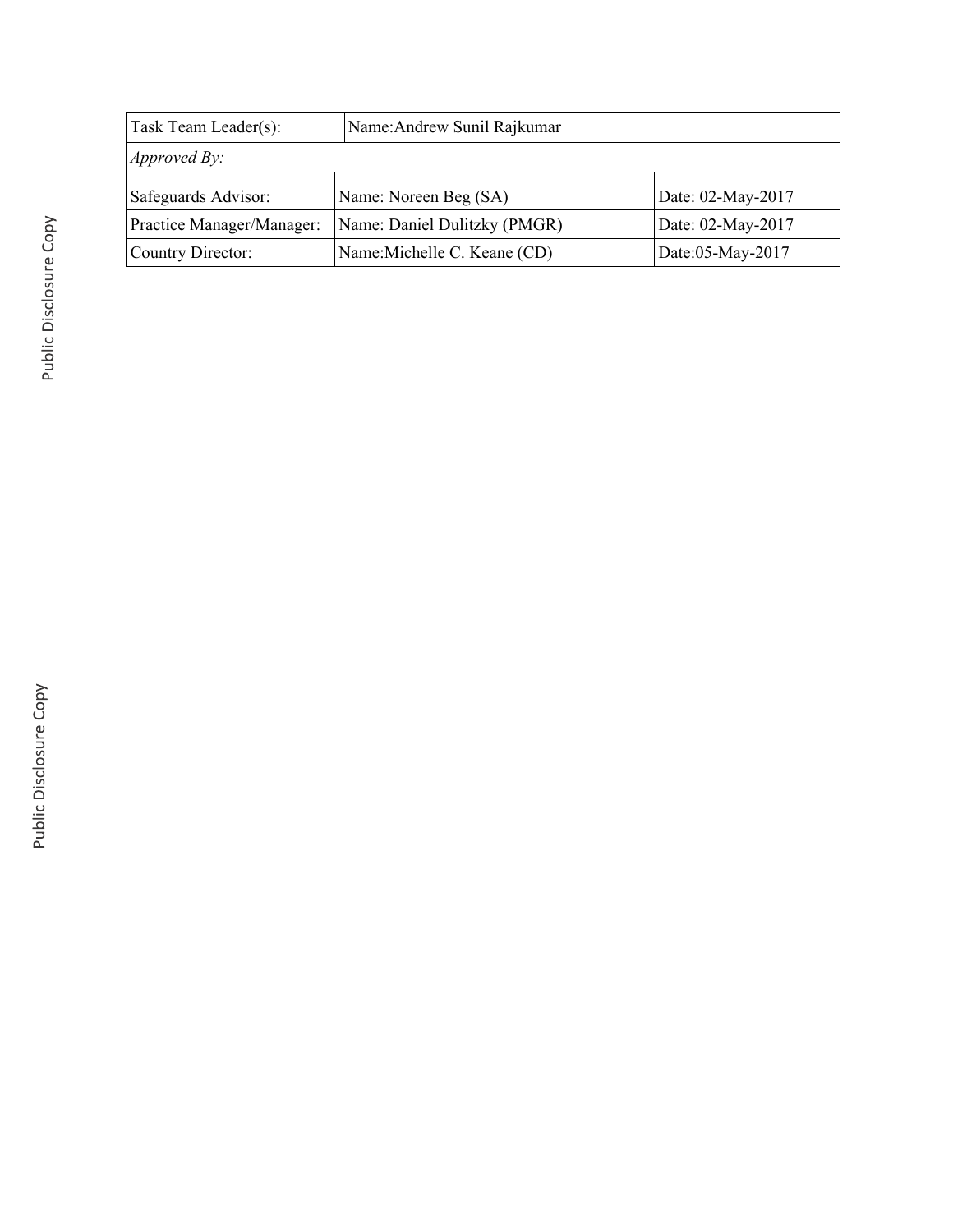| | | |
|---|---|---|
| Task Team Leader(s): | Name:Andrew Sunil Rajkumar | |
| *Approved By:* | | |
| Safeguards Advisor: | Name: Noreen Beg (SA) | Date: 02-May-2017 |
| Practice Manager/Manager: | Name: Daniel Dulitzky (PMGR) | Date: 02-May-2017 |
| Country Director: | Name:Michelle C. Keane (CD) | Date:05-May-2017 |